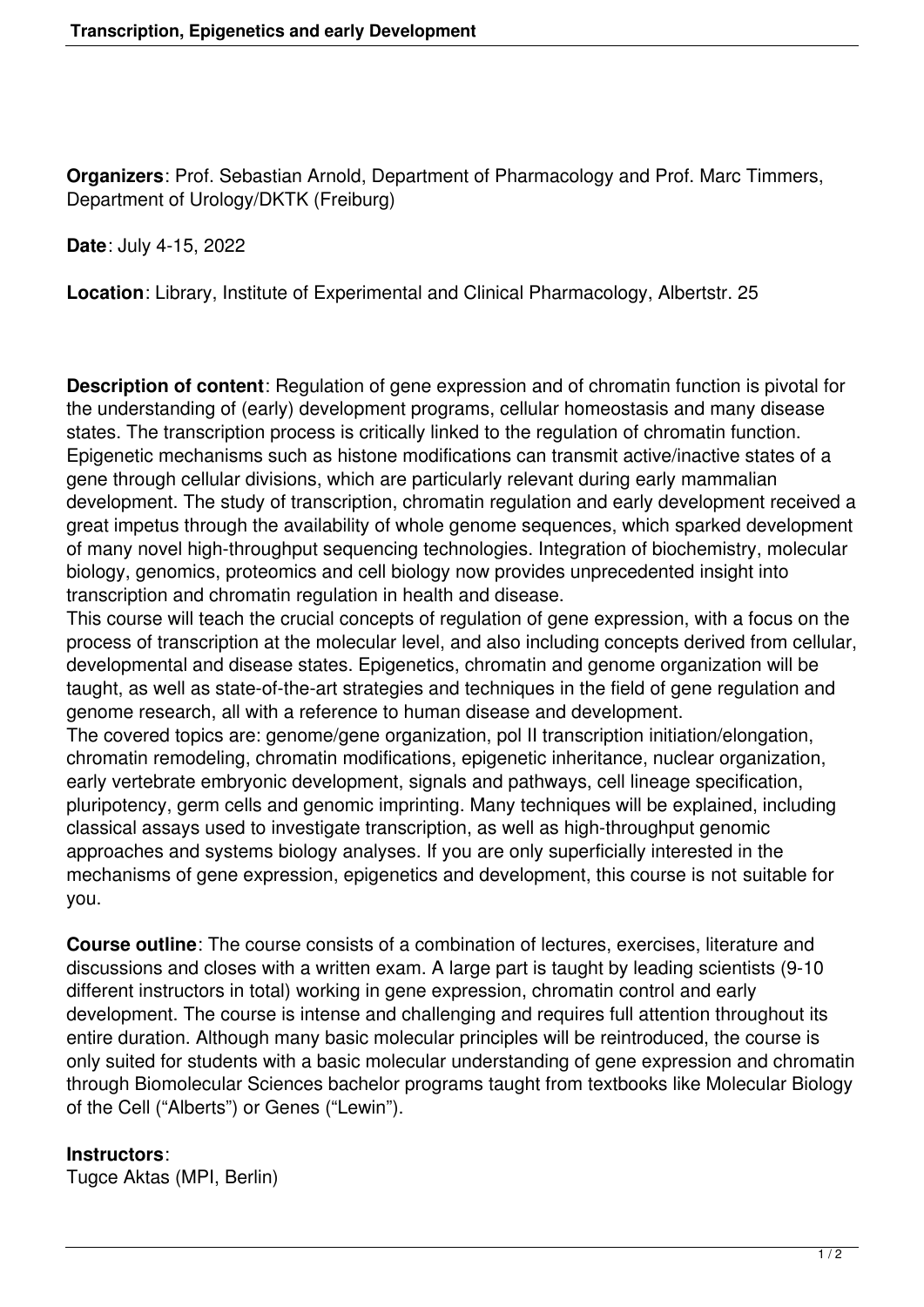**Organizers**: Prof. Sebastian Arnold, Department of Pharmacology and Prof. Marc Timmers, Department of Urology/DKTK (Freiburg)

**Date**: July 4-15, 2022

**Location**: Library, Institute of Experimental and Clinical Pharmacology, Albertstr. 25

**Description of content**: Regulation of gene expression and of chromatin function is pivotal for the understanding of (early) development programs, cellular homeostasis and many disease states. The transcription process is critically linked to the regulation of chromatin function. Epigenetic mechanisms such as histone modifications can transmit active/inactive states of a gene through cellular divisions, which are particularly relevant during early mammalian development. The study of transcription, chromatin regulation and early development received a great impetus through the availability of whole genome sequences, which sparked development of many novel high-throughput sequencing technologies. Integration of biochemistry, molecular biology, genomics, proteomics and cell biology now provides unprecedented insight into transcription and chromatin regulation in health and disease.

This course will teach the crucial concepts of regulation of gene expression, with a focus on the process of transcription at the molecular level, and also including concepts derived from cellular, developmental and disease states. Epigenetics, chromatin and genome organization will be taught, as well as state-of-the-art strategies and techniques in the field of gene regulation and genome research, all with a reference to human disease and development.

The covered topics are: genome/gene organization, pol II transcription initiation/elongation, chromatin remodeling, chromatin modifications, epigenetic inheritance, nuclear organization, early vertebrate embryonic development, signals and pathways, cell lineage specification, pluripotency, germ cells and genomic imprinting. Many techniques will be explained, including classical assays used to investigate transcription, as well as high-throughput genomic approaches and systems biology analyses. If you are only superficially interested in the mechanisms of gene expression, epigenetics and development, this course is not suitable for you.

**Course outline**: The course consists of a combination of lectures, exercises, literature and discussions and closes with a written exam. A large part is taught by leading scientists (9-10 different instructors in total) working in gene expression, chromatin control and early development. The course is intense and challenging and requires full attention throughout its entire duration. Although many basic molecular principles will be reintroduced, the course is only suited for students with a basic molecular understanding of gene expression and chromatin through Biomolecular Sciences bachelor programs taught from textbooks like Molecular Biology of the Cell ("Alberts") or Genes ("Lewin").

**Instructors**:

Tugce Aktas (MPI, Berlin)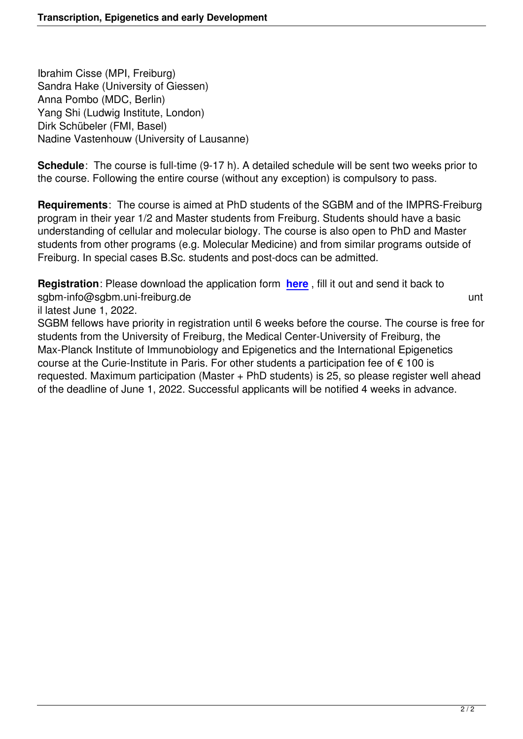Ibrahim Cisse (MPI, Freiburg)
Sandra Hake (University of Giessen)
Anna Pombo (MDC, Berlin)
Yang Shi (Ludwig Institute, London)
Dirk Schübeler (FMI, Basel)
Nadine Vastenhouw (University of Lausanne)

**Schedule**: The course is full-time (9-17 h). A detailed schedule will be sent two weeks prior to the course. Following the entire course (without any exception) is compulsory to pass.

**Requirements**: The course is aimed at PhD students of the SGBM and of the IMPRS-Freiburg program in their year 1/2 and Master students from Freiburg. Students should have a basic understanding of cellular and molecular biology. The course is also open to PhD and Master students from other programs (e.g. Molecular Medicine) and from similar programs outside of Freiburg. In special cases B.Sc. students and post-docs can be admitted.

**Registration**: Please download the application form **here**, fill it out and send it back to sgbm-info@sgbm.uni-freiburg.de until latest June 1, 2022.

SGBM fellows have priority in registration until 6 weeks before the course. The course is free for students from the University of Freiburg, the Medical Center-University of Freiburg, the Max-Planck Institute of Immunobiology and Epigenetics and the International Epigenetics course at the Curie-Institute in Paris. For other students a participation fee of € 100 is requested. Maximum participation (Master + PhD students) is 25, so please register well ahead of the deadline of June 1, 2022. Successful applicants will be notified 4 weeks in advance.